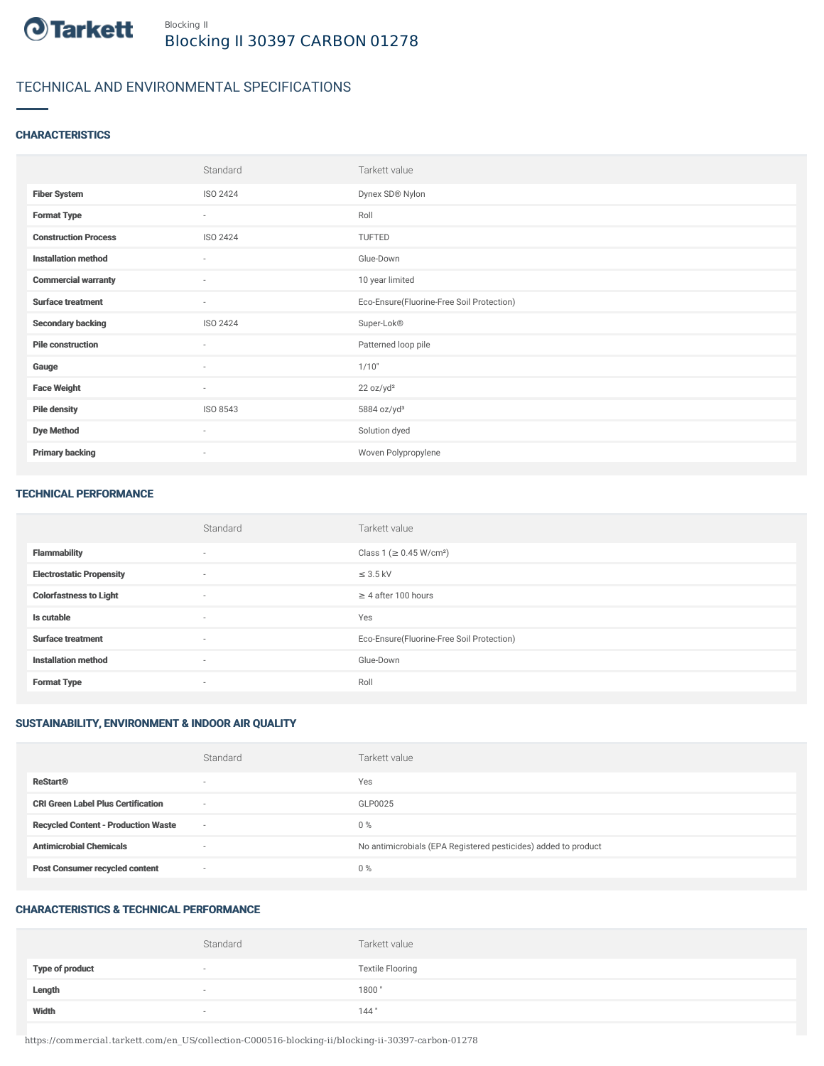Blocking II

# Blocking II 30397 CARBON 01278

## TECHNICAL AND ENVIRONMENTAL SPECIFICATIONS

### CHARACTERISTICS

| | Standard | Tarkett value |
|---|---|---|
| **Fiber System** | ISO 2424 | Dynex SD® Nylon |
| **Format Type** | - | Roll |
| **Construction Process** | ISO 2424 | TUFTED |
| **Installation method** | - | Glue-Down |
| **Commercial warranty** | - | 10 year limited |
| **Surface treatment** | - | Eco-Ensure(Fluorine-Free Soil Protection) |
| **Secondary backing** | ISO 2424 | Super-Lok® |
| **Pile construction** | - | Patterned loop pile |
| **Gauge** | - | 1/10" |
| **Face Weight** | - | 22 oz/yd² |
| **Pile density** | ISO 8543 | 5884 oz/yd³ |
| **Dye Method** | - | Solution dyed |
| **Primary backing** | - | Woven Polypropylene |

### TECHNICAL PERFORMANCE

| | Standard | Tarkett value |
|---|---|---|
| **Flammability** | - | Class 1 (≥ 0.45 W/cm²) |
| **Electrostatic Propensity** | - | ≤ 3.5 kV |
| **Colorfastness to Light** | - | ≥ 4 after 100 hours |
| **Is cutable** | - | Yes |
| **Surface treatment** | - | Eco-Ensure(Fluorine-Free Soil Protection) |
| **Installation method** | - | Glue-Down |
| **Format Type** | - | Roll |

### SUSTAINABILITY, ENVIRONMENT & INDOOR AIR QUALITY

| | Standard | Tarkett value |
|---|---|---|
| **ReStart®** | - | Yes |
| **CRI Green Label Plus Certification** | - | GLP0025 |
| **Recycled Content - Production Waste** | - | 0 % |
| **Antimicrobial Chemicals** | - | No antimicrobials (EPA Registered pesticides) added to product |
| **Post Consumer recycled content** | - | 0 % |

### CHARACTERISTICS & TECHNICAL PERFORMANCE

| | Standard | Tarkett value |
|---|---|---|
| **Type of product** | - | Textile Flooring |
| **Length** | - | 1800 " |
| **Width** | - | 144 " |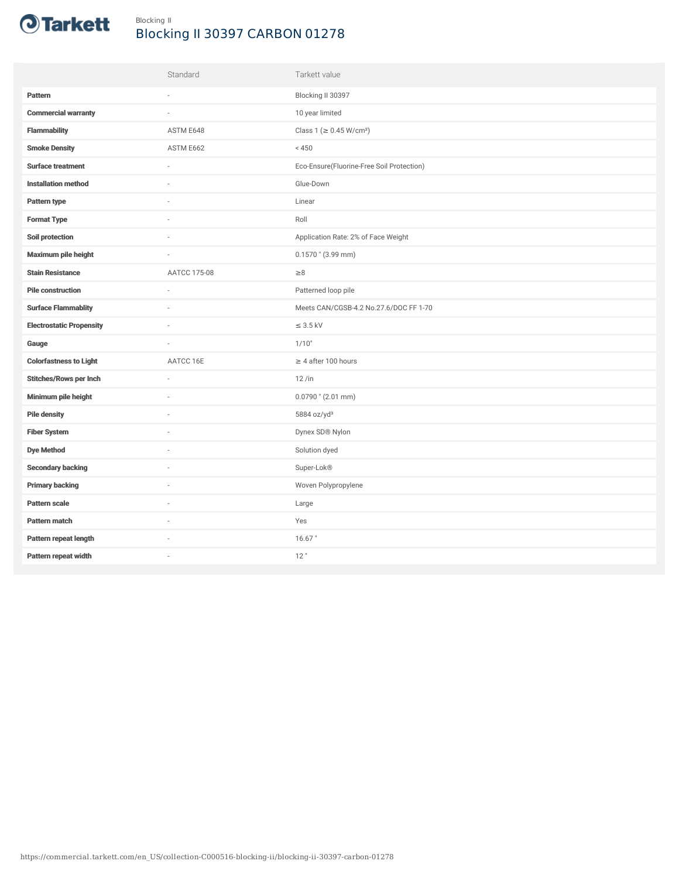Blocking II

# Blocking II 30397 CARBON 01278

| | Standard | Tarkett value |
|---|---|---|
| **Pattern** | - | Blocking II 30397 |
| **Commercial warranty** | - | 10 year limited |
| **Flammability** | ASTM E648 | Class 1 (≥ 0.45 W/cm²) |
| **Smoke Density** | ASTM E662 | < 450 |
| **Surface treatment** | - | Eco-Ensure(Fluorine-Free Soil Protection) |
| **Installation method** | - | Glue-Down |
| **Pattern type** | - | Linear |
| **Format Type** | - | Roll |
| **Soil protection** | - | Application Rate: 2% of Face Weight |
| **Maximum pile height** | - | 0.1570 " (3.99 mm) |
| **Stain Resistance** | AATCC 175-08 | ≥8 |
| **Pile construction** | - | Patterned loop pile |
| **Surface Flammablity** | - | Meets CAN/CGSB-4.2 No.27.6/DOC FF 1-70 |
| **Electrostatic Propensity** | - | ≤ 3.5 kV |
| **Gauge** | - | 1/10" |
| **Colorfastness to Light** | AATCC 16E | ≥ 4 after 100 hours |
| **Stitches/Rows per Inch** | - | 12 /in |
| **Minimum pile height** | - | 0.0790 " (2.01 mm) |
| **Pile density** | - | 5884 oz/yd³ |
| **Fiber System** | - | Dynex SD® Nylon |
| **Dye Method** | - | Solution dyed |
| **Secondary backing** | - | Super-Lok® |
| **Primary backing** | - | Woven Polypropylene |
| **Pattern scale** | - | Large |
| **Pattern match** | - | Yes |
| **Pattern repeat length** | - | 16.67 " |
| **Pattern repeat width** | - | 12 " |

https://commercial.tarkett.com/en_US/collection-C000516-blocking-ii/blocking-ii-30397-carbon-01278